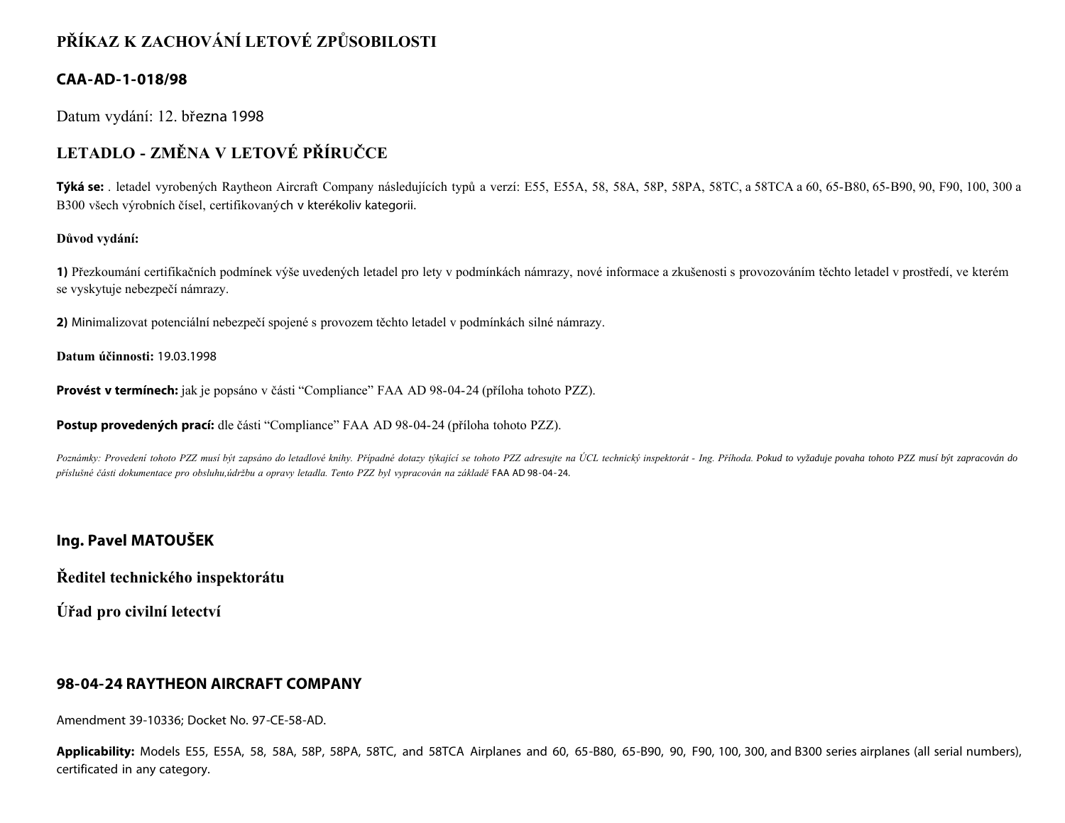# PŘÍKAZ K ZACHOVÁNÍ LETOVÉ ZPŮSOBILOSTI

## CAA-AD-1-018/98

Datum vydání: 12. března 1998

## LETADLO - ZMĚNA V LETOVÉ PŘÍRUČCE

**Týká se:** . letadel vyrobených Raytheon Aircraft Company následujících typů a verzí: E55, E55A, 58, 58A, 58P, 58PA, 58TC, a 58TCA a 60, 65-B80, 65-B90, 90, F90, 100, 300 a B300 všech výrobních čísel, certifikovaných v kterékoliv kategorii.

**Důvod vydání:**

**1)** Přezkoumání certifikačních podmínek výše uvedených letadel pro lety v podmínkách námrazy, nové informace a zkušenosti s provozováním těchto letadel v prostředí, ve kterém se vyskytuje nebezpečí námrazy.

**2)** Minimalizovat potenciální nebezpečí spojené s provozem těchto letadel v podmínkách silné námrazy.

**Datum účinnosti:** 19.03.1998

**Provést v termínech:** jak je popsáno v části "Compliance" FAA AD 98-04-24 (příloha tohoto PZZ).

**Postup provedených prací:** dle části "Compliance" FAA AD 98-04-24 (příloha tohoto PZZ).

*Poznámky: Provedení tohoto PZZ musí být zapsáno do letadlové knihy. Případné dotazy týkající se tohoto PZZ adresujte na ÚCL technický inspektorát - Ing. Příhoda. Pokud to vyžaduje povaha tohoto PZZ musí být zapracován do příslušné části dokumentace pro obsluhu,údržbu a opravy letadla. Tento PZZ byl vypracován na základě* FAA AD 98-04-24.

**Ing. Pavel MATOUŠEK**

**Ředitel technického inspektorátu**

**Úřad pro civilní letectví**

## 98-04-24 RAYTHEON AIRCRAFT COMPANY

Amendment 39-10336; Docket No. 97-CE-58-AD.

**Applicability:** Models E55, E55A, 58, 58A, 58P, 58PA, 58TC, and 58TCA Airplanes and 60, 65-B80, 65-B90, 90, F90, 100, 300, and B300 series airplanes (all serial numbers), certificated in any category.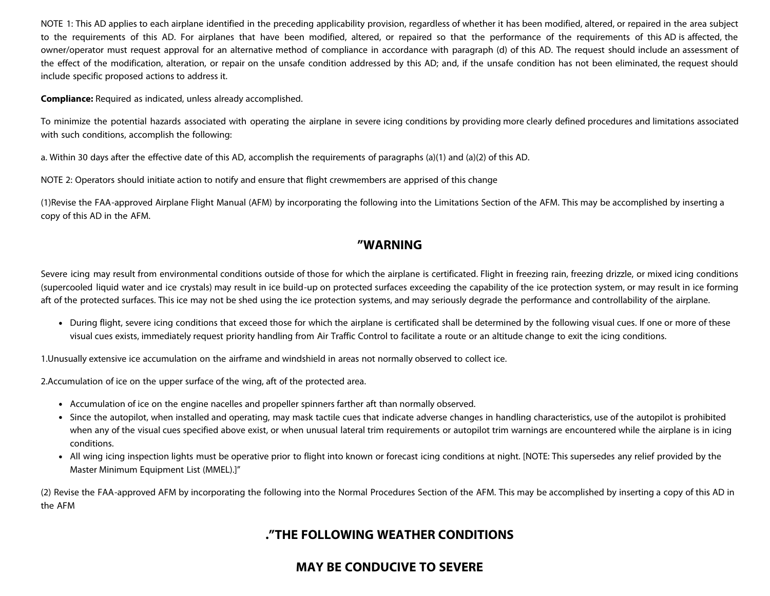NOTE 1: This AD applies to each airplane identified in the preceding applicability provision, regardless of whether it has been modified, altered, or repaired in the area subject to the requirements of this AD. For airplanes that have been modified, altered, or repaired so that the performance of the requirements of this AD is affected, the owner/operator must request approval for an alternative method of compliance in accordance with paragraph (d) of this AD. The request should include an assessment of the effect of the modification, alteration, or repair on the unsafe condition addressed by this AD; and, if the unsafe condition has not been eliminated, the request should include specific proposed actions to address it.

**Compliance:** Required as indicated, unless already accomplished.

To minimize the potential hazards associated with operating the airplane in severe icing conditions by providing more clearly defined procedures and limitations associated with such conditions, accomplish the following:

a. Within 30 days after the effective date of this AD, accomplish the requirements of paragraphs (a)(1) and (a)(2) of this AD.

NOTE 2: Operators should initiate action to notify and ensure that flight crewmembers are apprised of this change

(1)Revise the FAA-approved Airplane Flight Manual (AFM) by incorporating the following into the Limitations Section of the AFM. This may be accomplished by inserting a copy of this AD in the AFM.

## ”WARNING

Severe icing may result from environmental conditions outside of those for which the airplane is certificated. Flight in freezing rain, freezing drizzle, or mixed icing conditions (supercooled liquid water and ice crystals) may result in ice build-up on protected surfaces exceeding the capability of the ice protection system, or may result in ice forming aft of the protected surfaces. This ice may not be shed using the ice protection systems, and may seriously degrade the performance and controllability of the airplane.

- During flight, severe icing conditions that exceed those for which the airplane is certificated shall be determined by the following visual cues. If one or more of these visual cues exists, immediately request priority handling from Air Traffic Control to facilitate a route or an altitude change to exit the icing conditions.

1.Unusually extensive ice accumulation on the airframe and windshield in areas not normally observed to collect ice.

2.Accumulation of ice on the upper surface of the wing, aft of the protected area.

- Accumulation of ice on the engine nacelles and propeller spinners farther aft than normally observed.
- Since the autopilot, when installed and operating, may mask tactile cues that indicate adverse changes in handling characteristics, use of the autopilot is prohibited when any of the visual cues specified above exist, or when unusual lateral trim requirements or autopilot trim warnings are encountered while the airplane is in icing conditions.
- All wing icing inspection lights must be operative prior to flight into known or forecast icing conditions at night. [NOTE: This supersedes any relief provided by the Master Minimum Equipment List (MMEL).]”

(2) Revise the FAA-approved AFM by incorporating the following into the Normal Procedures Section of the AFM. This may be accomplished by inserting a copy of this AD in the AFM

## .”THE FOLLOWING WEATHER CONDITIONS

## MAY BE CONDUCIVE TO SEVERE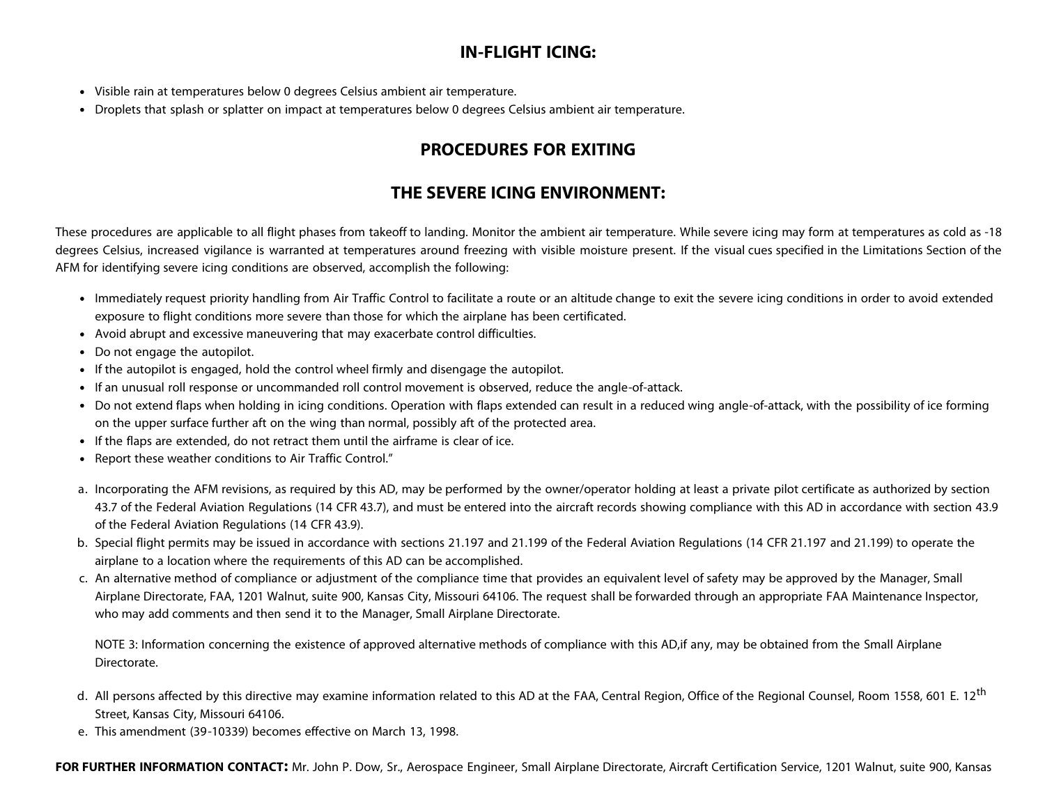## IN-FLIGHT ICING:

- Visible rain at temperatures below 0 degrees Celsius ambient air temperature.
- Droplets that splash or splatter on impact at temperatures below 0 degrees Celsius ambient air temperature.

## PROCEDURES FOR EXITING

## THE SEVERE ICING ENVIRONMENT:

These procedures are applicable to all flight phases from takeoff to landing. Monitor the ambient air temperature. While severe icing may form at temperatures as cold as -18 degrees Celsius, increased vigilance is warranted at temperatures around freezing with visible moisture present. If the visual cues specified in the Limitations Section of the AFM for identifying severe icing conditions are observed, accomplish the following:

- Immediately request priority handling from Air Traffic Control to facilitate a route or an altitude change to exit the severe icing conditions in order to avoid extended exposure to flight conditions more severe than those for which the airplane has been certificated.
- Avoid abrupt and excessive maneuvering that may exacerbate control difficulties.
- Do not engage the autopilot.
- If the autopilot is engaged, hold the control wheel firmly and disengage the autopilot.
- If an unusual roll response or uncommanded roll control movement is observed, reduce the angle-of-attack.
- Do not extend flaps when holding in icing conditions. Operation with flaps extended can result in a reduced wing angle-of-attack, with the possibility of ice forming on the upper surface further aft on the wing than normal, possibly aft of the protected area.
- If the flaps are extended, do not retract them until the airframe is clear of ice.
- Report these weather conditions to Air Traffic Control."

a. Incorporating the AFM revisions, as required by this AD, may be performed by the owner/operator holding at least a private pilot certificate as authorized by section 43.7 of the Federal Aviation Regulations (14 CFR 43.7), and must be entered into the aircraft records showing compliance with this AD in accordance with section 43.9 of the Federal Aviation Regulations (14 CFR 43.9).
b. Special flight permits may be issued in accordance with sections 21.197 and 21.199 of the Federal Aviation Regulations (14 CFR 21.197 and 21.199) to operate the airplane to a location where the requirements of this AD can be accomplished.
c. An alternative method of compliance or adjustment of the compliance time that provides an equivalent level of safety may be approved by the Manager, Small Airplane Directorate, FAA, 1201 Walnut, suite 900, Kansas City, Missouri 64106. The request shall be forwarded through an appropriate FAA Maintenance Inspector, who may add comments and then send it to the Manager, Small Airplane Directorate.

   NOTE 3: Information concerning the existence of approved alternative methods of compliance with this AD,if any, may be obtained from the Small Airplane Directorate.

d. All persons affected by this directive may examine information related to this AD at the FAA, Central Region, Office of the Regional Counsel, Room 1558, 601 E. 12th Street, Kansas City, Missouri 64106.
e. This amendment (39-10339) becomes effective on March 13, 1998.

**FOR FURTHER INFORMATION CONTACT:** Mr. John P. Dow, Sr., Aerospace Engineer, Small Airplane Directorate, Aircraft Certification Service, 1201 Walnut, suite 900, Kansas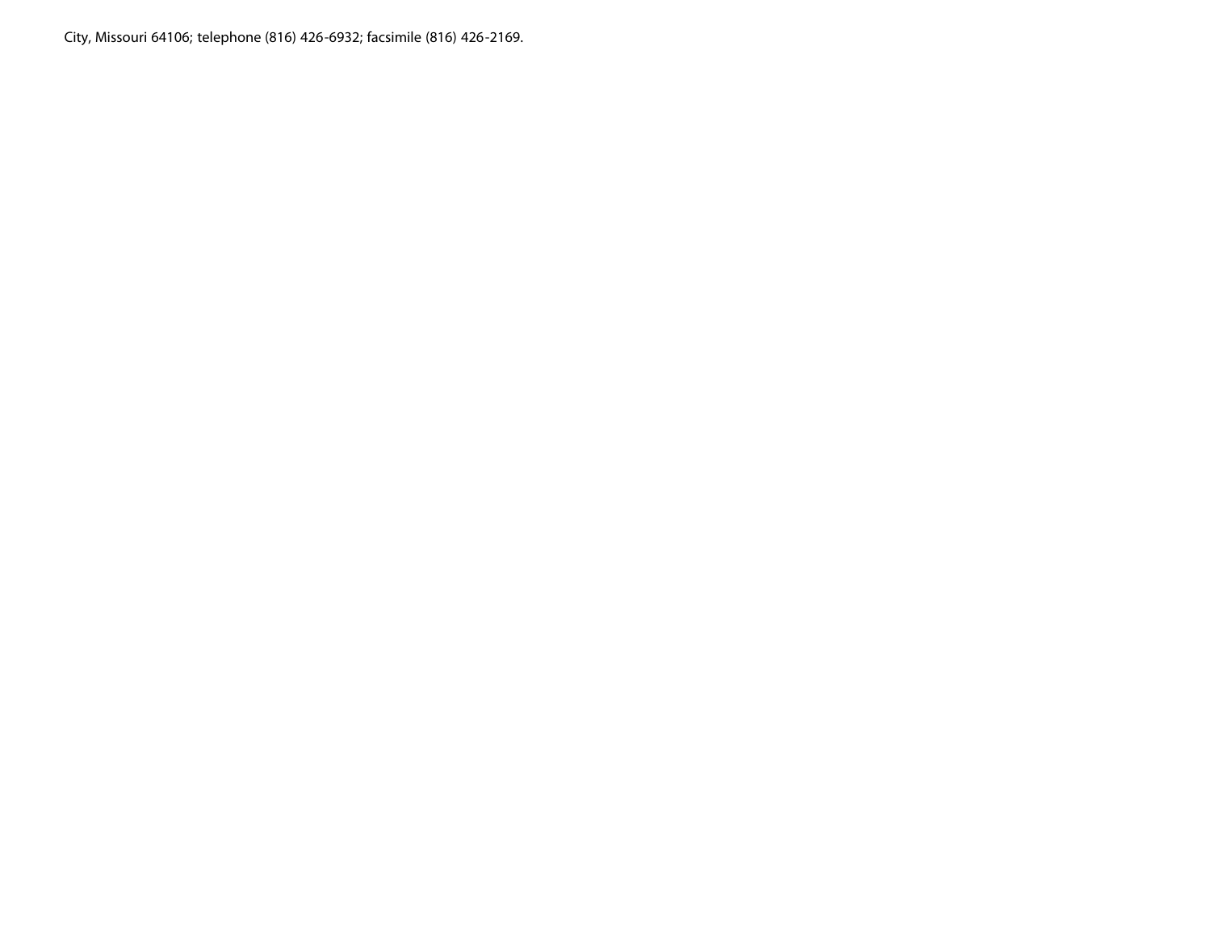City, Missouri 64106; telephone (816) 426-6932; facsimile (816) 426-2169.